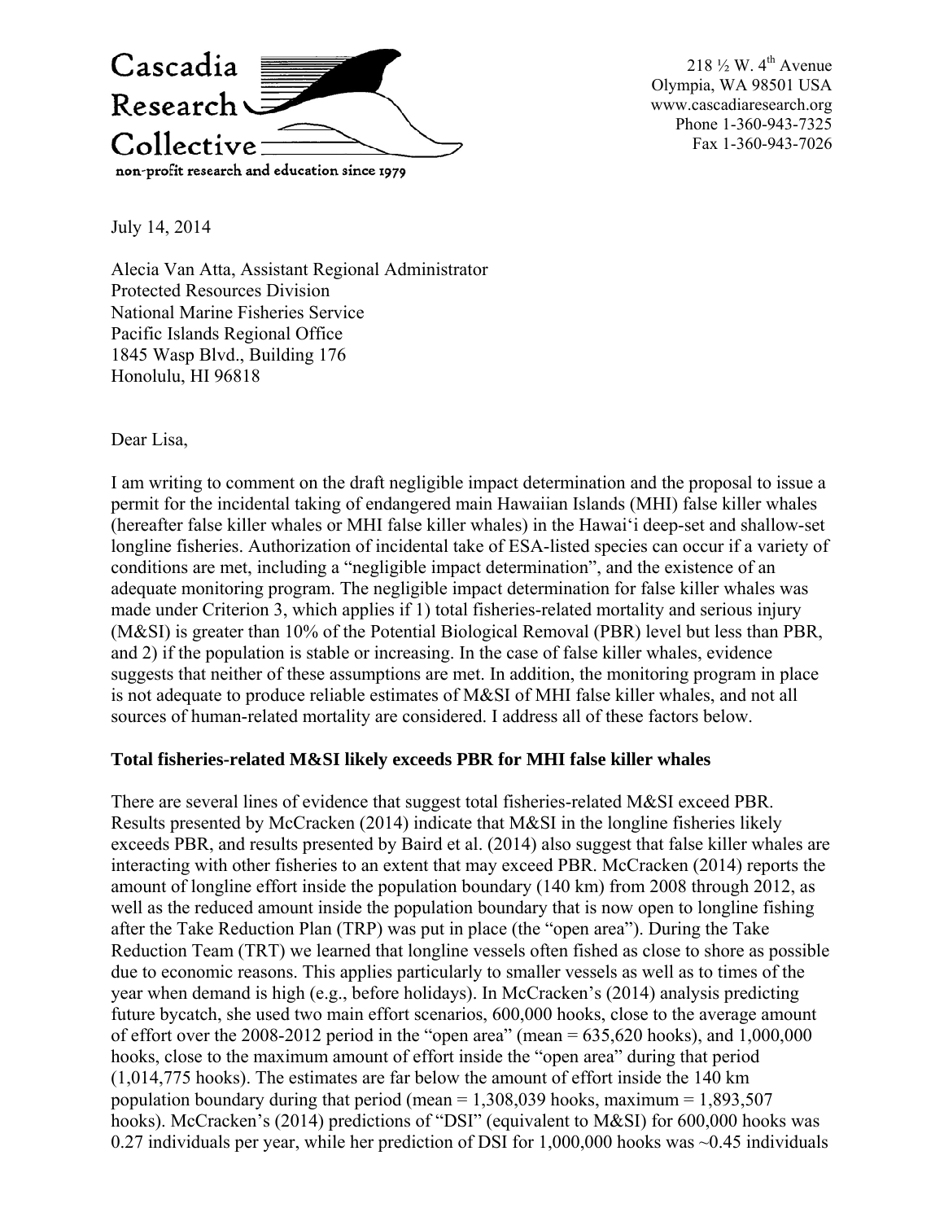Cascadia Research Collective

non-profit research and education since 1979

218 ½ W. 4th Avenue
Olympia, WA 98501 USA
www.cascadiaresearch.org
Phone 1-360-943-7325
Fax 1-360-943-7026

July 14, 2014

Alecia Van Atta, Assistant Regional Administrator
Protected Resources Division
National Marine Fisheries Service
Pacific Islands Regional Office
1845 Wasp Blvd., Building 176
Honolulu, HI 96818

Dear Lisa,

I am writing to comment on the draft negligible impact determination and the proposal to issue a permit for the incidental taking of endangered main Hawaiian Islands (MHI) false killer whales (hereafter false killer whales or MHI false killer whales) in the Hawai‘i deep-set and shallow-set longline fisheries. Authorization of incidental take of ESA-listed species can occur if a variety of conditions are met, including a "negligible impact determination", and the existence of an adequate monitoring program. The negligible impact determination for false killer whales was made under Criterion 3, which applies if 1) total fisheries-related mortality and serious injury (M&SI) is greater than 10% of the Potential Biological Removal (PBR) level but less than PBR, and 2) if the population is stable or increasing. In the case of false killer whales, evidence suggests that neither of these assumptions are met. In addition, the monitoring program in place is not adequate to produce reliable estimates of M&SI of MHI false killer whales, and not all sources of human-related mortality are considered. I address all of these factors below.

**Total fisheries-related M&SI likely exceeds PBR for MHI false killer whales**

There are several lines of evidence that suggest total fisheries-related M&SI exceed PBR. Results presented by McCracken (2014) indicate that M&SI in the longline fisheries likely exceeds PBR, and results presented by Baird et al. (2014) also suggest that false killer whales are interacting with other fisheries to an extent that may exceed PBR. McCracken (2014) reports the amount of longline effort inside the population boundary (140 km) from 2008 through 2012, as well as the reduced amount inside the population boundary that is now open to longline fishing after the Take Reduction Plan (TRP) was put in place (the "open area"). During the Take Reduction Team (TRT) we learned that longline vessels often fished as close to shore as possible due to economic reasons. This applies particularly to smaller vessels as well as to times of the year when demand is high (e.g., before holidays). In McCracken's (2014) analysis predicting future bycatch, she used two main effort scenarios, 600,000 hooks, close to the average amount of effort over the 2008-2012 period in the "open area" (mean = 635,620 hooks), and 1,000,000 hooks, close to the maximum amount of effort inside the "open area" during that period (1,014,775 hooks). The estimates are far below the amount of effort inside the 140 km population boundary during that period (mean = 1,308,039 hooks, maximum = 1,893,507 hooks). McCracken's (2014) predictions of "DSI" (equivalent to M&SI) for 600,000 hooks was 0.27 individuals per year, while her prediction of DSI for 1,000,000 hooks was ~0.45 individuals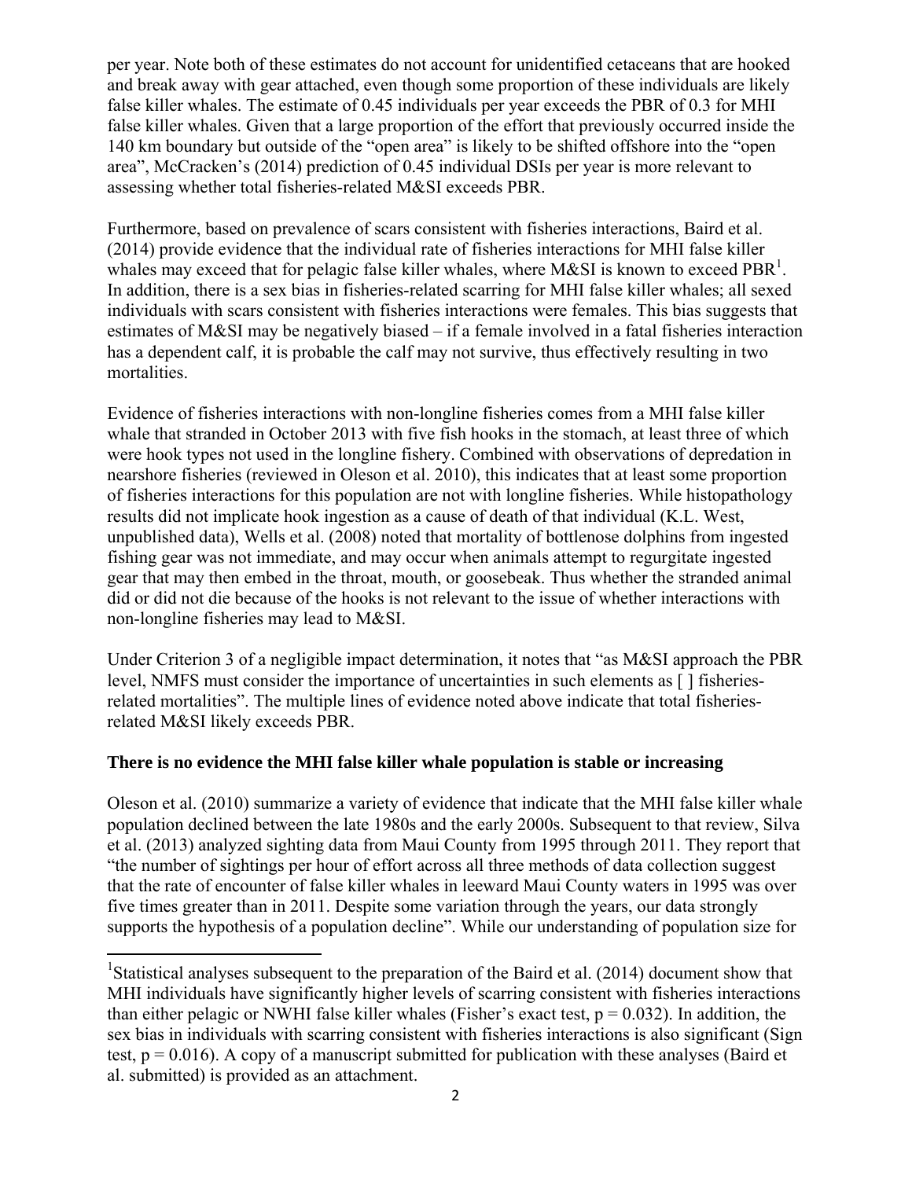per year. Note both of these estimates do not account for unidentified cetaceans that are hooked and break away with gear attached, even though some proportion of these individuals are likely false killer whales. The estimate of 0.45 individuals per year exceeds the PBR of 0.3 for MHI false killer whales. Given that a large proportion of the effort that previously occurred inside the 140 km boundary but outside of the "open area" is likely to be shifted offshore into the "open area", McCracken's (2014) prediction of 0.45 individual DSIs per year is more relevant to assessing whether total fisheries-related M&SI exceeds PBR.

Furthermore, based on prevalence of scars consistent with fisheries interactions, Baird et al. (2014) provide evidence that the individual rate of fisheries interactions for MHI false killer whales may exceed that for pelagic false killer whales, where M&SI is known to exceed PBR[1]. In addition, there is a sex bias in fisheries-related scarring for MHI false killer whales; all sexed individuals with scars consistent with fisheries interactions were females. This bias suggests that estimates of M&SI may be negatively biased – if a female involved in a fatal fisheries interaction has a dependent calf, it is probable the calf may not survive, thus effectively resulting in two mortalities.

Evidence of fisheries interactions with non-longline fisheries comes from a MHI false killer whale that stranded in October 2013 with five fish hooks in the stomach, at least three of which were hook types not used in the longline fishery. Combined with observations of depredation in nearshore fisheries (reviewed in Oleson et al. 2010), this indicates that at least some proportion of fisheries interactions for this population are not with longline fisheries. While histopathology results did not implicate hook ingestion as a cause of death of that individual (K.L. West, unpublished data), Wells et al. (2008) noted that mortality of bottlenose dolphins from ingested fishing gear was not immediate, and may occur when animals attempt to regurgitate ingested gear that may then embed in the throat, mouth, or goosebeak. Thus whether the stranded animal did or did not die because of the hooks is not relevant to the issue of whether interactions with non-longline fisheries may lead to M&SI.

Under Criterion 3 of a negligible impact determination, it notes that "as M&SI approach the PBR level, NMFS must consider the importance of uncertainties in such elements as [ ] fisheries-related mortalities". The multiple lines of evidence noted above indicate that total fisheries-related M&SI likely exceeds PBR.

**There is no evidence the MHI false killer whale population is stable or increasing**

Oleson et al. (2010) summarize a variety of evidence that indicate that the MHI false killer whale population declined between the late 1980s and the early 2000s. Subsequent to that review, Silva et al. (2013) analyzed sighting data from Maui County from 1995 through 2011. They report that "the number of sightings per hour of effort across all three methods of data collection suggest that the rate of encounter of false killer whales in leeward Maui County waters in 1995 was over five times greater than in 2011. Despite some variation through the years, our data strongly supports the hypothesis of a population decline". While our understanding of population size for

[1] Statistical analyses subsequent to the preparation of the Baird et al. (2014) document show that MHI individuals have significantly higher levels of scarring consistent with fisheries interactions than either pelagic or NWHI false killer whales (Fisher's exact test, $p = 0.032$). In addition, the sex bias in individuals with scarring consistent with fisheries interactions is also significant (Sign test, $p = 0.016$). A copy of a manuscript submitted for publication with these analyses (Baird et al. submitted) is provided as an attachment.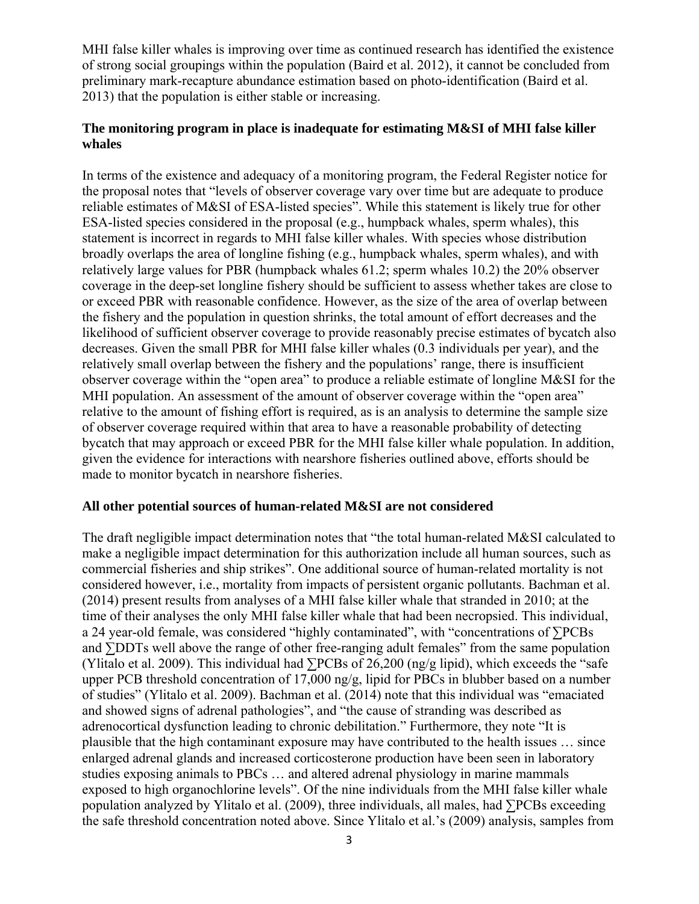MHI false killer whales is improving over time as continued research has identified the existence of strong social groupings within the population (Baird et al. 2012), it cannot be concluded from preliminary mark-recapture abundance estimation based on photo-identification (Baird et al. 2013) that the population is either stable or increasing.

**The monitoring program in place is inadequate for estimating M&SI of MHI false killer whales**

In terms of the existence and adequacy of a monitoring program, the Federal Register notice for the proposal notes that "levels of observer coverage vary over time but are adequate to produce reliable estimates of M&SI of ESA-listed species". While this statement is likely true for other ESA-listed species considered in the proposal (e.g., humpback whales, sperm whales), this statement is incorrect in regards to MHI false killer whales. With species whose distribution broadly overlaps the area of longline fishing (e.g., humpback whales, sperm whales), and with relatively large values for PBR (humpback whales 61.2; sperm whales 10.2) the 20% observer coverage in the deep-set longline fishery should be sufficient to assess whether takes are close to or exceed PBR with reasonable confidence. However, as the size of the area of overlap between the fishery and the population in question shrinks, the total amount of effort decreases and the likelihood of sufficient observer coverage to provide reasonably precise estimates of bycatch also decreases. Given the small PBR for MHI false killer whales (0.3 individuals per year), and the relatively small overlap between the fishery and the populations' range, there is insufficient observer coverage within the "open area" to produce a reliable estimate of longline M&SI for the MHI population. An assessment of the amount of observer coverage within the "open area" relative to the amount of fishing effort is required, as is an analysis to determine the sample size of observer coverage required within that area to have a reasonable probability of detecting bycatch that may approach or exceed PBR for the MHI false killer whale population. In addition, given the evidence for interactions with nearshore fisheries outlined above, efforts should be made to monitor bycatch in nearshore fisheries.

**All other potential sources of human-related M&SI are not considered**

The draft negligible impact determination notes that "the total human-related M&SI calculated to make a negligible impact determination for this authorization include all human sources, such as commercial fisheries and ship strikes". One additional source of human-related mortality is not considered however, i.e., mortality from impacts of persistent organic pollutants. Bachman et al. (2014) present results from analyses of a MHI false killer whale that stranded in 2010; at the time of their analyses the only MHI false killer whale that had been necropsied. This individual, a 24 year-old female, was considered "highly contaminated", with "concentrations of ∑PCBs and ∑DDTs well above the range of other free-ranging adult females" from the same population (Ylitalo et al. 2009). This individual had ∑PCBs of 26,200 (ng/g lipid), which exceeds the "safe upper PCB threshold concentration of 17,000 ng/g, lipid for PBCs in blubber based on a number of studies" (Ylitalo et al. 2009). Bachman et al. (2014) note that this individual was "emaciated and showed signs of adrenal pathologies", and "the cause of stranding was described as adrenocortical dysfunction leading to chronic debilitation." Furthermore, they note "It is plausible that the high contaminant exposure may have contributed to the health issues … since enlarged adrenal glands and increased corticosterone production have been seen in laboratory studies exposing animals to PBCs … and altered adrenal physiology in marine mammals exposed to high organochlorine levels". Of the nine individuals from the MHI false killer whale population analyzed by Ylitalo et al. (2009), three individuals, all males, had ∑PCBs exceeding the safe threshold concentration noted above. Since Ylitalo et al.'s (2009) analysis, samples from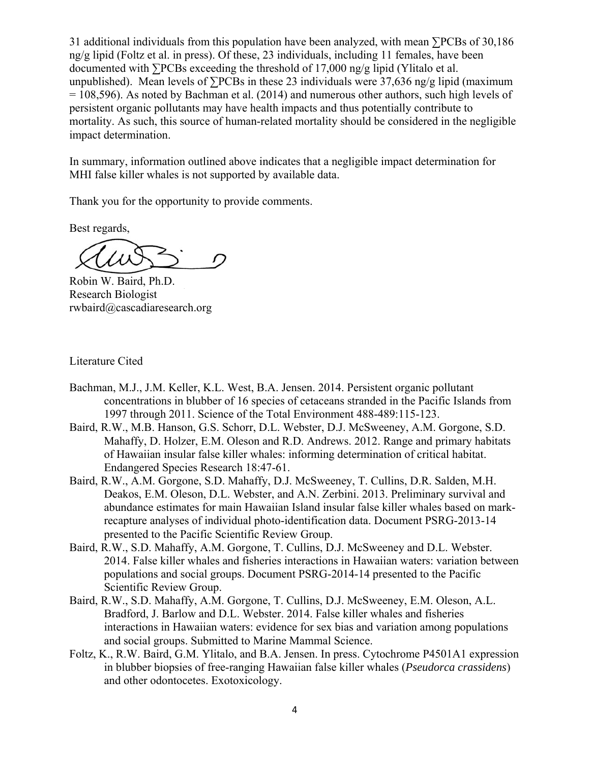31 additional individuals from this population have been analyzed, with mean ∑PCBs of 30,186 ng/g lipid (Foltz et al. in press). Of these, 23 individuals, including 11 females, have been documented with ∑PCBs exceeding the threshold of 17,000 ng/g lipid (Ylitalo et al. unpublished). Mean levels of ∑PCBs in these 23 individuals were 37,636 ng/g lipid (maximum = 108,596). As noted by Bachman et al. (2014) and numerous other authors, such high levels of persistent organic pollutants may have health impacts and thus potentially contribute to mortality. As such, this source of human-related mortality should be considered in the negligible impact determination.

In summary, information outlined above indicates that a negligible impact determination for MHI false killer whales is not supported by available data.

Thank you for the opportunity to provide comments.

Best regards,

Robin W. Baird, Ph.D.
Research Biologist
rwbaird@cascadiaresearch.org

Literature Cited

Bachman, M.J., J.M. Keller, K.L. West, B.A. Jensen. 2014. Persistent organic pollutant concentrations in blubber of 16 species of cetaceans stranded in the Pacific Islands from 1997 through 2011. Science of the Total Environment 488-489:115-123.

Baird, R.W., M.B. Hanson, G.S. Schorr, D.L. Webster, D.J. McSweeney, A.M. Gorgone, S.D. Mahaffy, D. Holzer, E.M. Oleson and R.D. Andrews. 2012. Range and primary habitats of Hawaiian insular false killer whales: informing determination of critical habitat. Endangered Species Research 18:47-61.

Baird, R.W., A.M. Gorgone, S.D. Mahaffy, D.J. McSweeney, T. Cullins, D.R. Salden, M.H. Deakos, E.M. Oleson, D.L. Webster, and A.N. Zerbini. 2013. Preliminary survival and abundance estimates for main Hawaiian Island insular false killer whales based on mark-recapture analyses of individual photo-identification data. Document PSRG-2013-14 presented to the Pacific Scientific Review Group.

Baird, R.W., S.D. Mahaffy, A.M. Gorgone, T. Cullins, D.J. McSweeney and D.L. Webster. 2014. False killer whales and fisheries interactions in Hawaiian waters: variation between populations and social groups. Document PSRG-2014-14 presented to the Pacific Scientific Review Group.

Baird, R.W., S.D. Mahaffy, A.M. Gorgone, T. Cullins, D.J. McSweeney, E.M. Oleson, A.L. Bradford, J. Barlow and D.L. Webster. 2014. False killer whales and fisheries interactions in Hawaiian waters: evidence for sex bias and variation among populations and social groups. Submitted to Marine Mammal Science.

Foltz, K., R.W. Baird, G.M. Ylitalo, and B.A. Jensen. In press. Cytochrome P4501A1 expression in blubber biopsies of free-ranging Hawaiian false killer whales (*Pseudorca crassidens*) and other odontocetes. Exotoxicology.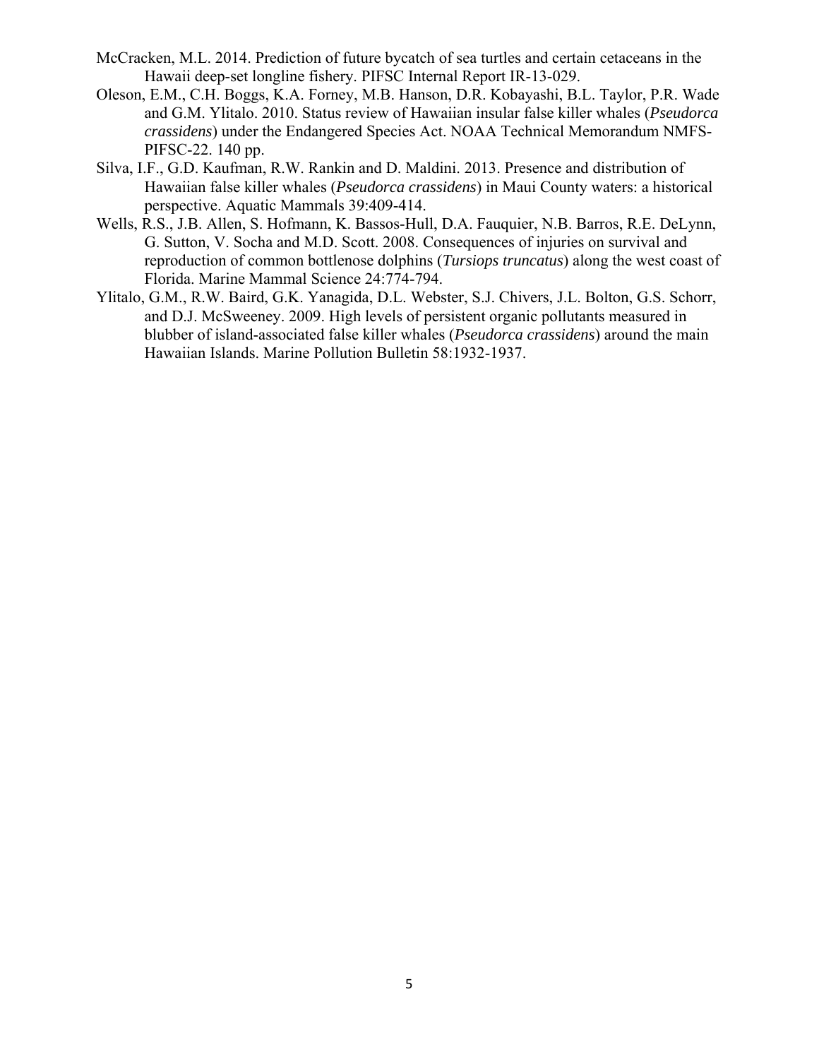McCracken, M.L. 2014. Prediction of future bycatch of sea turtles and certain cetaceans in the Hawaii deep-set longline fishery. PIFSC Internal Report IR-13-029.

Oleson, E.M., C.H. Boggs, K.A. Forney, M.B. Hanson, D.R. Kobayashi, B.L. Taylor, P.R. Wade and G.M. Ylitalo. 2010. Status review of Hawaiian insular false killer whales (*Pseudorca crassidens*) under the Endangered Species Act. NOAA Technical Memorandum NMFS-PIFSC-22. 140 pp.

Silva, I.F., G.D. Kaufman, R.W. Rankin and D. Maldini. 2013. Presence and distribution of Hawaiian false killer whales (*Pseudorca crassidens*) in Maui County waters: a historical perspective. Aquatic Mammals 39:409-414.

Wells, R.S., J.B. Allen, S. Hofmann, K. Bassos-Hull, D.A. Fauquier, N.B. Barros, R.E. DeLynn, G. Sutton, V. Socha and M.D. Scott. 2008. Consequences of injuries on survival and reproduction of common bottlenose dolphins (*Tursiops truncatus*) along the west coast of Florida. Marine Mammal Science 24:774-794.

Ylitalo, G.M., R.W. Baird, G.K. Yanagida, D.L. Webster, S.J. Chivers, J.L. Bolton, G.S. Schorr, and D.J. McSweeney. 2009. High levels of persistent organic pollutants measured in blubber of island-associated false killer whales (*Pseudorca crassidens*) around the main Hawaiian Islands. Marine Pollution Bulletin 58:1932-1937.